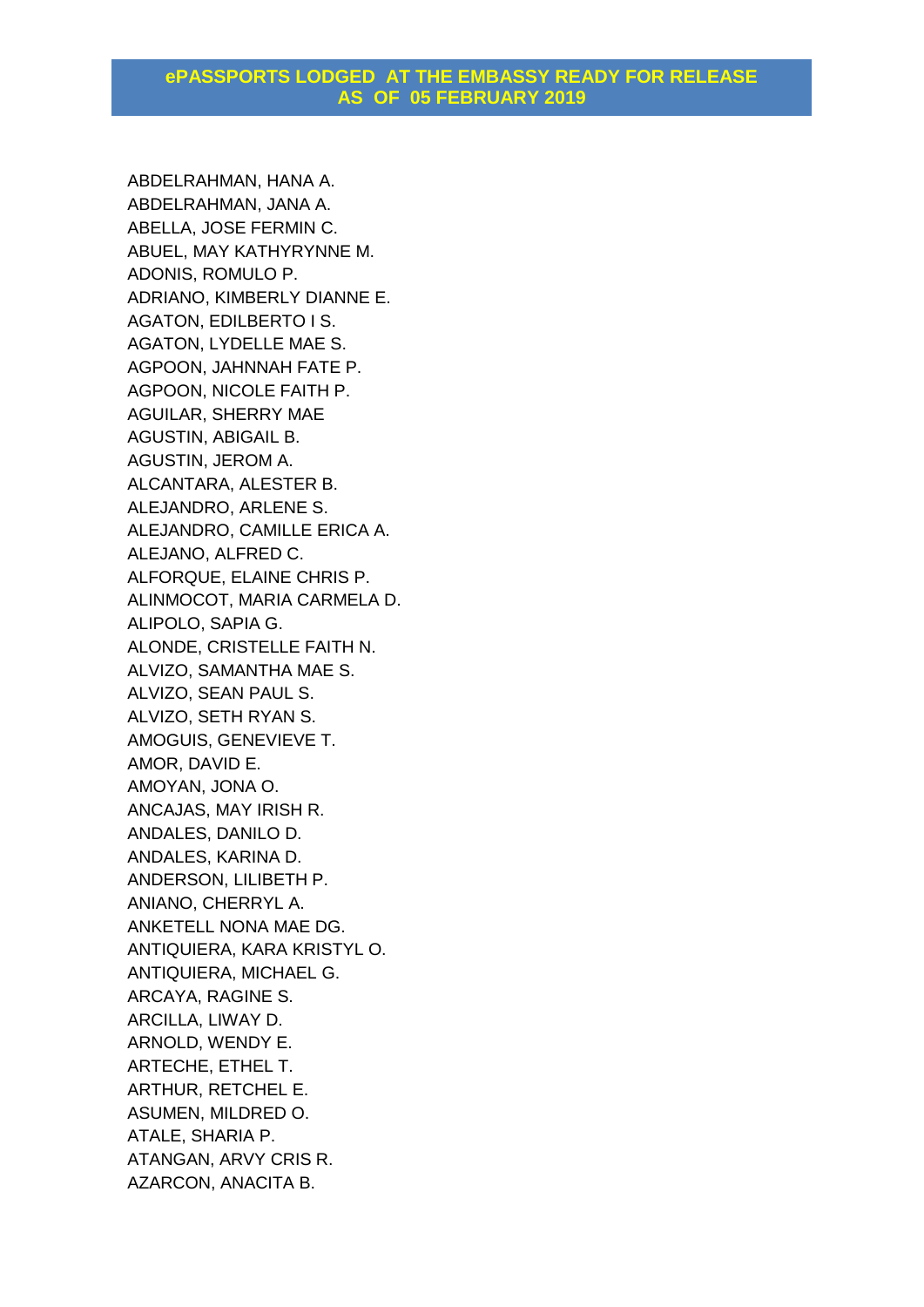# ePASSPORTS LODGED AT THE EMBASSY READY FOR RELEASE AS OF 05 FEBRUARY 2019

ABDELRAHMAN, HANA A.
ABDELRAHMAN, JANA A.
ABELLA, JOSE FERMIN C.
ABUEL, MAY KATHYRYNNE M.
ADONIS, ROMULO P.
ADRIANO, KIMBERLY DIANNE E.
AGATON, EDILBERTO I S.
AGATON, LYDELLE MAE S.
AGPOON, JAHNNAH FATE P.
AGPOON, NICOLE FAITH P.
AGUILAR, SHERRY MAE
AGUSTIN, ABIGAIL B.
AGUSTIN, JEROM A.
ALCANTARA, ALESTER B.
ALEJANDRO, ARLENE S.
ALEJANDRO, CAMILLE ERICA A.
ALEJANO, ALFRED C.
ALFORQUE, ELAINE CHRIS P.
ALINMOCOT, MARIA CARMELA D.
ALIPOLO, SAPIA G.
ALONDE, CRISTELLE FAITH N.
ALVIZO, SAMANTHA MAE S.
ALVIZO, SEAN PAUL S.
ALVIZO, SETH RYAN S.
AMOGUIS, GENEVIEVE T.
AMOR, DAVID E.
AMOYAN, JONA O.
ANCAJAS, MAY IRISH R.
ANDALES, DANILO D.
ANDALES, KARINA D.
ANDERSON, LILIBETH P.
ANIANO, CHERRYL A.
ANKETELL NONA MAE DG.
ANTIQUIERA, KARA KRISTYL O.
ANTIQUIERA, MICHAEL G.
ARCAYA, RAGINE S.
ARCILLA, LIWAY D.
ARNOLD, WENDY E.
ARTECHE, ETHEL T.
ARTHUR, RETCHEL E.
ASUMEN, MILDRED O.
ATALE, SHARIA P.
ATANGAN, ARVY CRIS R.
AZARCON, ANACITA B.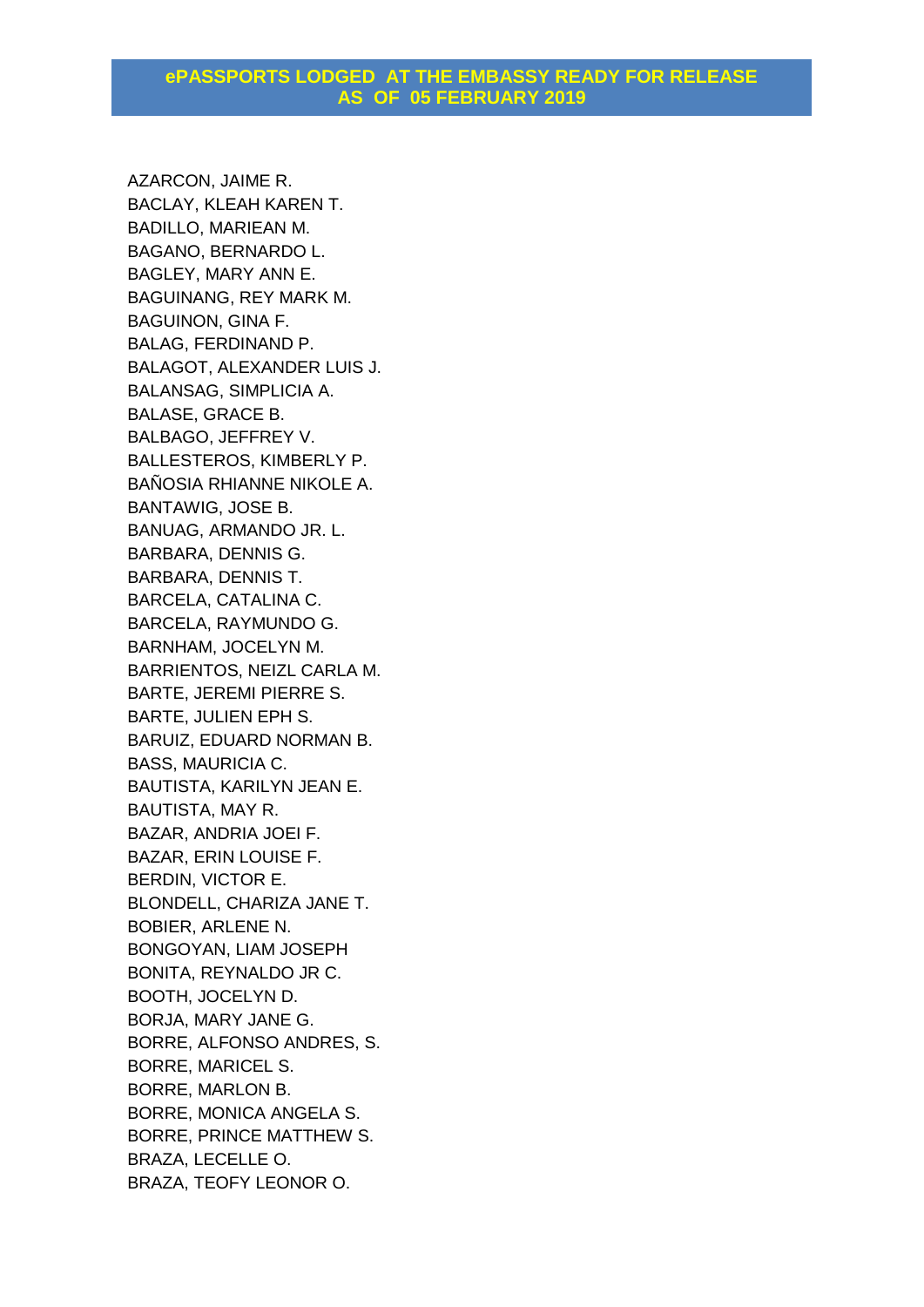## ePASSPORTS LODGED AT THE EMBASSY READY FOR RELEASE AS OF 05 FEBRUARY 2019

AZARCON, JAIME R.
BACLAY, KLEAH KAREN T.
BADILLO, MARIEAN M.
BAGANO, BERNARDO L.
BAGLEY, MARY ANN E.
BAGUINANG, REY MARK M.
BAGUINON, GINA F.
BALAG, FERDINAND P.
BALAGOT, ALEXANDER LUIS J.
BALANSAG, SIMPLICIA A.
BALASE, GRACE B.
BALBAGO, JEFFREY V.
BALLESTEROS, KIMBERLY P.
BAÑOSIA RHIANNE NIKOLE A.
BANTAWIG, JOSE B.
BANUAG, ARMANDO JR. L.
BARBARA, DENNIS G.
BARBARA, DENNIS T.
BARCELA, CATALINA C.
BARCELA, RAYMUNDO G.
BARNHAM, JOCELYN M.
BARRIENTOS, NEIZL CARLA M.
BARTE, JEREMI PIERRE S.
BARTE, JULIEN EPH S.
BARUIZ, EDUARD NORMAN B.
BASS, MAURICIA C.
BAUTISTA, KARILYN JEAN E.
BAUTISTA, MAY R.
BAZAR, ANDRIA JOEI F.
BAZAR, ERIN LOUISE F.
BERDIN, VICTOR E.
BLONDELL, CHARIZA JANE T.
BOBIER, ARLENE N.
BONGOYAN, LIAM JOSEPH
BONITA, REYNALDO JR C.
BOOTH, JOCELYN D.
BORJA, MARY JANE G.
BORRE, ALFONSO ANDRES, S.
BORRE, MARICEL S.
BORRE, MARLON B.
BORRE, MONICA ANGELA S.
BORRE, PRINCE MATTHEW S.
BRAZA, LECELLE O.
BRAZA, TEOFY LEONOR O.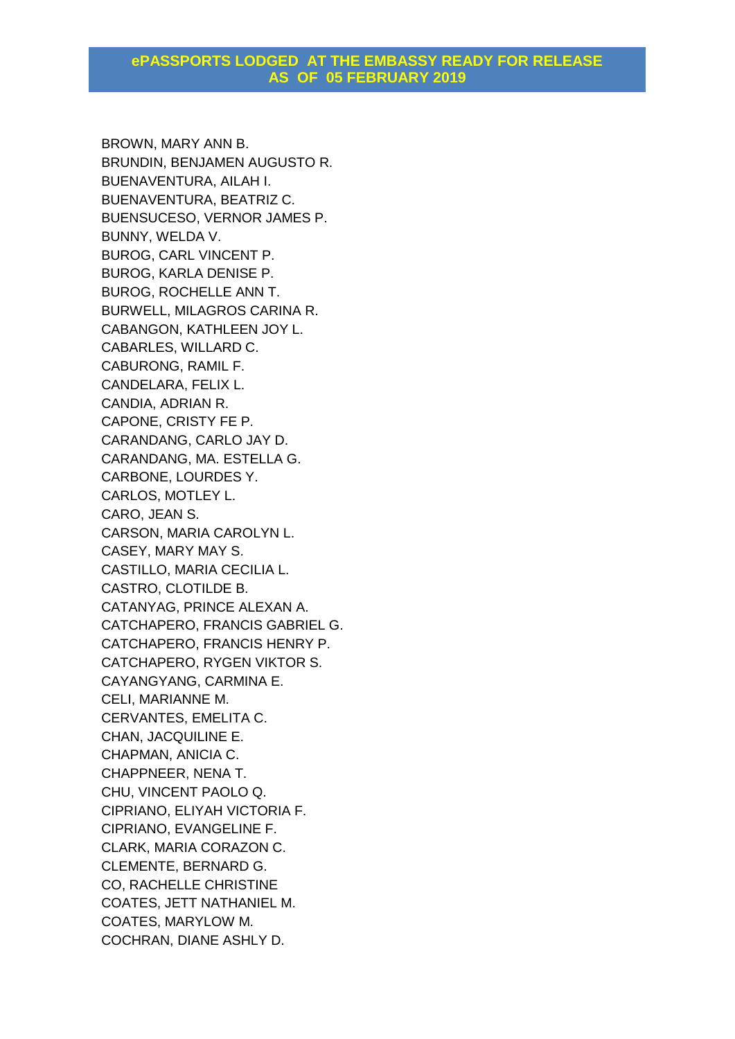## ePASSPORTS LODGED AT THE EMBASSY READY FOR RELEASE AS OF 05 FEBRUARY 2019

BROWN, MARY ANN B.
BRUNDIN, BENJAMEN AUGUSTO R.
BUENAVENTURA, AILAH I.
BUENAVENTURA, BEATRIZ C.
BUENSUCESO, VERNOR JAMES P.
BUNNY, WELDA V.
BUROG, CARL VINCENT P.
BUROG, KARLA DENISE P.
BUROG, ROCHELLE ANN T.
BURWELL, MILAGROS CARINA R.
CABANGON, KATHLEEN JOY L.
CABARLES, WILLARD C.
CABURONG, RAMIL F.
CANDELARA, FELIX L.
CANDIA, ADRIAN R.
CAPONE, CRISTY FE P.
CARANDANG, CARLO JAY D.
CARANDANG, MA. ESTELLA G.
CARBONE, LOURDES Y.
CARLOS, MOTLEY L.
CARO, JEAN S.
CARSON, MARIA CAROLYN L.
CASEY, MARY MAY S.
CASTILLO, MARIA CECILIA L.
CASTRO, CLOTILDE B.
CATANYAG, PRINCE ALEXAN A.
CATCHAPERO, FRANCIS GABRIEL G.
CATCHAPERO, FRANCIS HENRY P.
CATCHAPERO, RYGEN VIKTOR S.
CAYANGYANG, CARMINA E.
CELI, MARIANNE M.
CERVANTES, EMELITA C.
CHAN, JACQUILINE E.
CHAPMAN, ANICIA C.
CHAPPNEER, NENA T.
CHU, VINCENT PAOLO Q.
CIPRIANO, ELIYAH VICTORIA F.
CIPRIANO, EVANGELINE F.
CLARK, MARIA CORAZON C.
CLEMENTE, BERNARD G.
CO, RACHELLE CHRISTINE
COATES, JETT NATHANIEL M.
COATES, MARYLOW M.
COCHRAN, DIANE ASHLY D.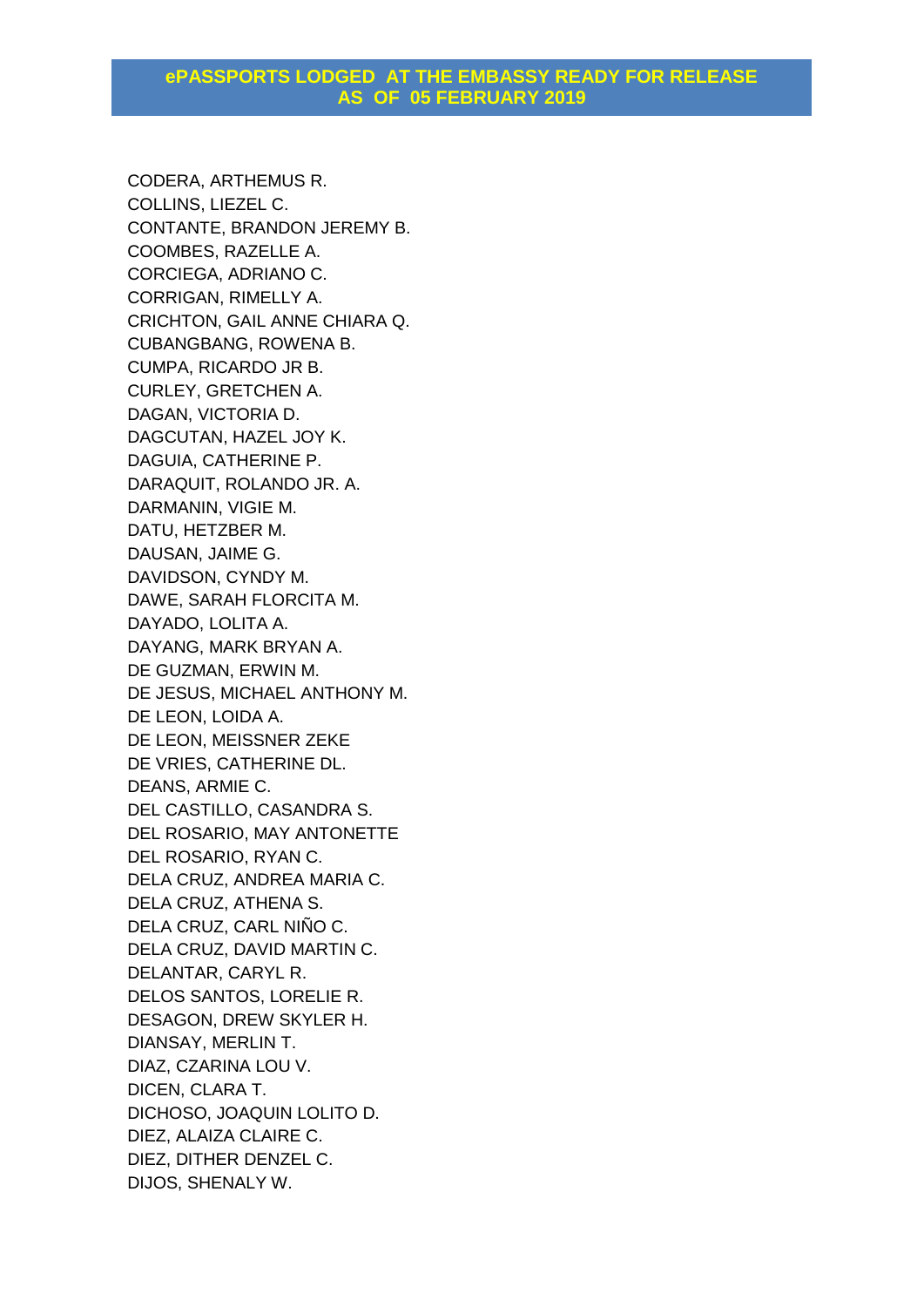# ePASSPORTS LODGED AT THE EMBASSY READY FOR RELEASE AS OF 05 FEBRUARY 2019

CODERA, ARTHEMUS R.
COLLINS, LIEZEL C.
CONTANTE, BRANDON JEREMY B.
COOMBES, RAZELLE A.
CORCIEGA, ADRIANO C.
CORRIGAN, RIMELLY A.
CRICHTON, GAIL ANNE CHIARA Q.
CUBANGBANG, ROWENA B.
CUMPA, RICARDO JR B.
CURLEY, GRETCHEN A.
DAGAN, VICTORIA D.
DAGCUTAN, HAZEL JOY K.
DAGUIA, CATHERINE P.
DARAQUIT, ROLANDO JR. A.
DARMANIN, VIGIE M.
DATU, HETZBER M.
DAUSAN, JAIME G.
DAVIDSON, CYNDY M.
DAWE, SARAH FLORCITA M.
DAYADO, LOLITA A.
DAYANG, MARK BRYAN A.
DE GUZMAN, ERWIN M.
DE JESUS, MICHAEL ANTHONY M.
DE LEON, LOIDA A.
DE LEON, MEISSNER ZEKE
DE VRIES, CATHERINE DL.
DEANS, ARMIE C.
DEL CASTILLO, CASANDRA S.
DEL ROSARIO, MAY ANTONETTE
DEL ROSARIO, RYAN C.
DELA CRUZ, ANDREA MARIA C.
DELA CRUZ, ATHENA S.
DELA CRUZ, CARL NIÑO C.
DELA CRUZ, DAVID MARTIN C.
DELANTAR, CARYL R.
DELOS SANTOS, LORELIE R.
DESAGON, DREW SKYLER H.
DIANSAY, MERLIN T.
DIAZ, CZARINA LOU V.
DICEN, CLARA T.
DICHOSO, JOAQUIN LOLITO D.
DIEZ, ALAIZA CLAIRE C.
DIEZ, DITHER DENZEL C.
DIJOS, SHENALY W.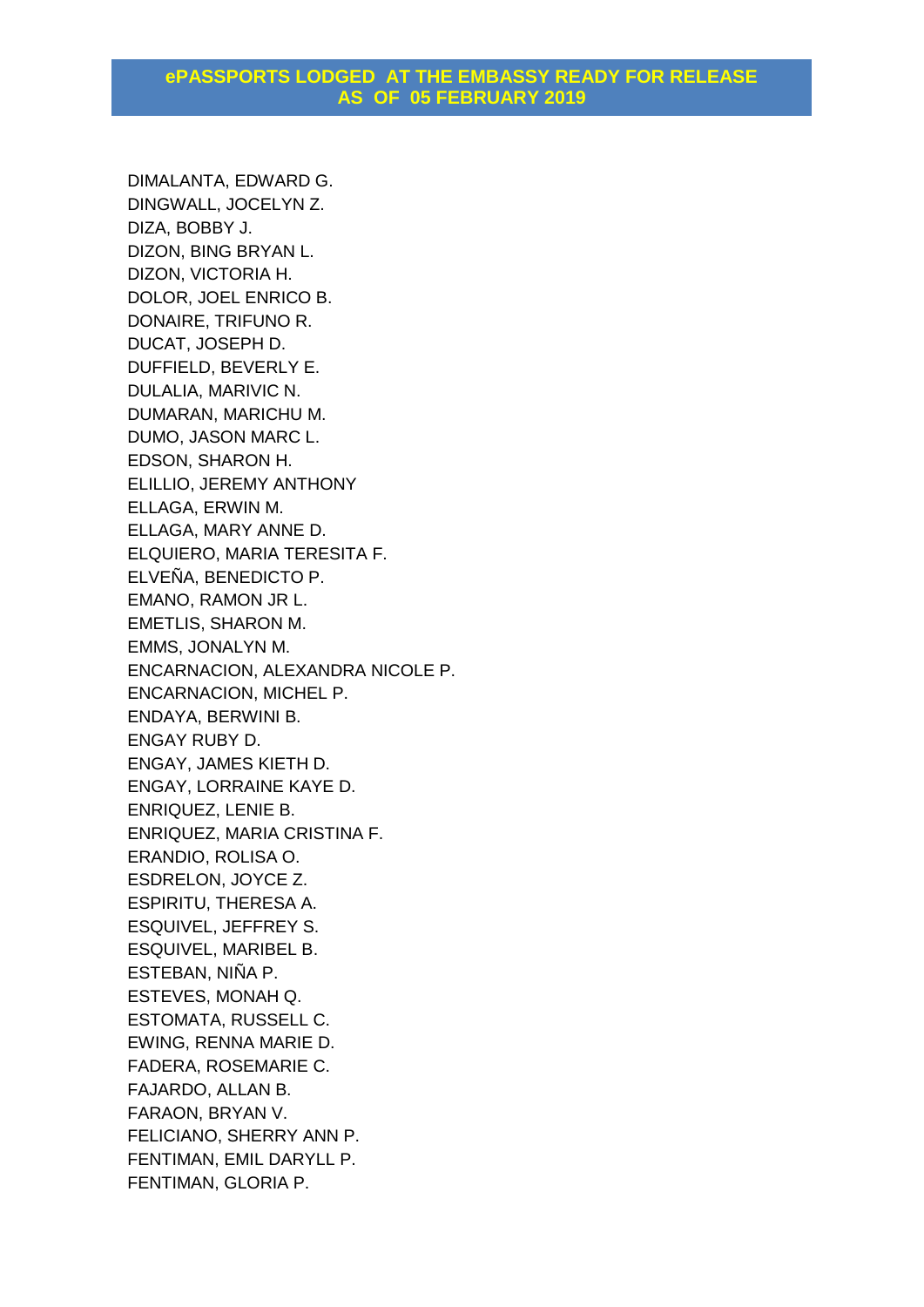## ePASSPORTS LODGED AT THE EMBASSY READY FOR RELEASE AS OF 05 FEBRUARY 2019

DIMALANTA, EDWARD G.
DINGWALL, JOCELYN Z.
DIZA, BOBBY J.
DIZON, BING BRYAN L.
DIZON, VICTORIA H.
DOLOR, JOEL ENRICO B.
DONAIRE, TRIFUNO R.
DUCAT, JOSEPH D.
DUFFIELD, BEVERLY E.
DULALIA, MARIVIC N.
DUMARAN, MARICHU M.
DUMO, JASON MARC L.
EDSON, SHARON H.
ELILLIO, JEREMY ANTHONY
ELLAGA, ERWIN M.
ELLAGA, MARY ANNE D.
ELQUIERO, MARIA TERESITA F.
ELVEÑA, BENEDICTO P.
EMANO, RAMON JR L.
EMETLIS, SHARON M.
EMMS, JONALYN M.
ENCARNACION, ALEXANDRA NICOLE P.
ENCARNACION, MICHEL P.
ENDAYA, BERWINI B.
ENGAY RUBY D.
ENGAY, JAMES KIETH D.
ENGAY, LORRAINE KAYE D.
ENRIQUEZ, LENIE B.
ENRIQUEZ, MARIA CRISTINA F.
ERANDIO, ROLISA O.
ESDRELON, JOYCE Z.
ESPIRITU, THERESA A.
ESQUIVEL, JEFFREY S.
ESQUIVEL, MARIBEL B.
ESTEBAN, NIÑA P.
ESTEVES, MONAH Q.
ESTOMATA, RUSSELL C.
EWING, RENNA MARIE D.
FADERA, ROSEMARIE C.
FAJARDO, ALLAN B.
FARAON, BRYAN V.
FELICIANO, SHERRY ANN P.
FENTIMAN, EMIL DARYLL P.
FENTIMAN, GLORIA P.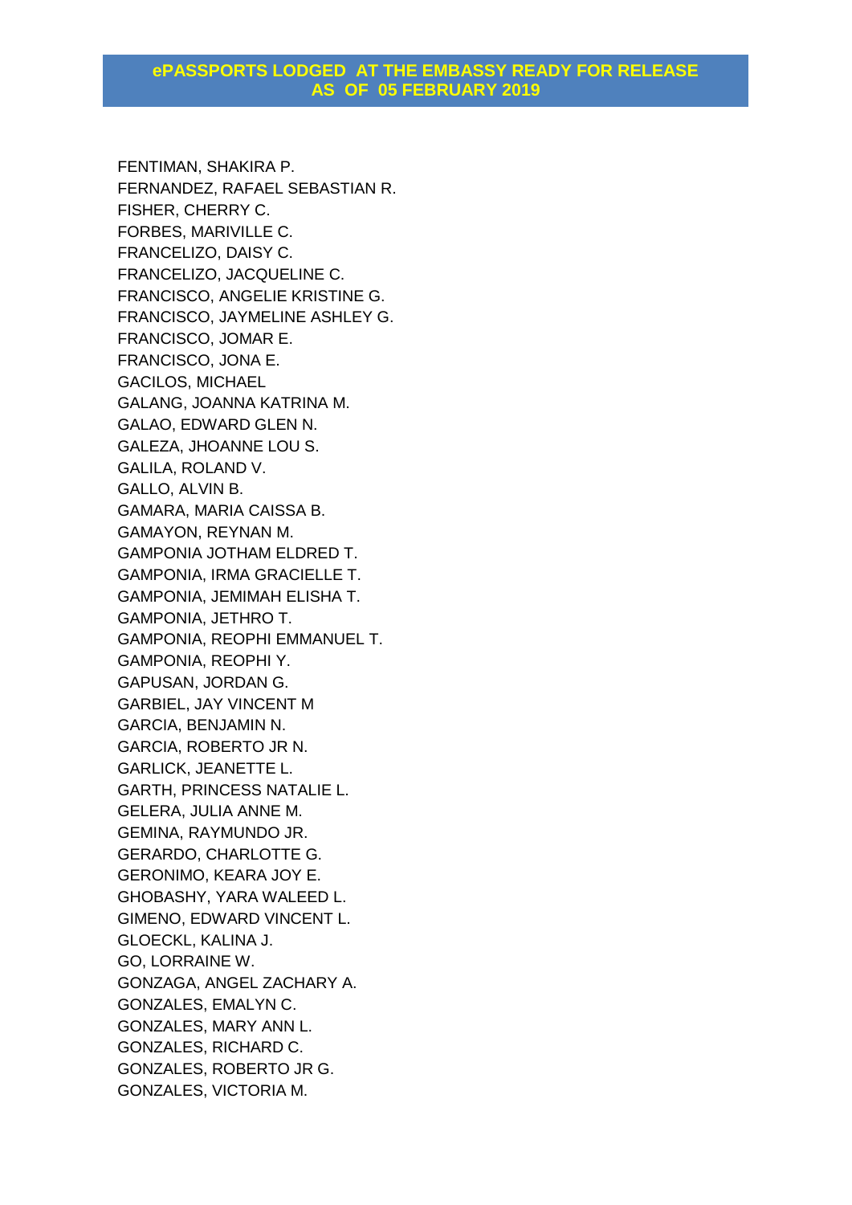## ePASSPORTS LODGED AT THE EMBASSY READY FOR RELEASE AS OF 05 FEBRUARY 2019

FENTIMAN, SHAKIRA P.
FERNANDEZ, RAFAEL SEBASTIAN R.
FISHER, CHERRY C.
FORBES, MARIVILLE C.
FRANCELIZO, DAISY C.
FRANCELIZO, JACQUELINE C.
FRANCISCO, ANGELIE KRISTINE G.
FRANCISCO, JAYMELINE ASHLEY G.
FRANCISCO, JOMAR E.
FRANCISCO, JONA E.
GACILOS, MICHAEL
GALANG, JOANNA KATRINA M.
GALAO, EDWARD GLEN N.
GALEZA, JHOANNE LOU S.
GALILA, ROLAND V.
GALLO, ALVIN B.
GAMARA, MARIA CAISSA B.
GAMAYON, REYNAN M.
GAMPONIA JOTHAM ELDRED T.
GAMPONIA, IRMA GRACIELLE T.
GAMPONIA, JEMIMAH ELISHA T.
GAMPONIA, JETHRO T.
GAMPONIA, REOPHI EMMANUEL T.
GAMPONIA, REOPHI Y.
GAPUSAN, JORDAN G.
GARBIEL, JAY VINCENT M
GARCIA, BENJAMIN N.
GARCIA, ROBERTO JR N.
GARLICK, JEANETTE L.
GARTH, PRINCESS NATALIE L.
GELERA, JULIA ANNE M.
GEMINA, RAYMUNDO JR.
GERARDO, CHARLOTTE G.
GERONIMO, KEARA JOY E.
GHOBASHY, YARA WALEED L.
GIMENO, EDWARD VINCENT L.
GLOECKL, KALINA J.
GO, LORRAINE W.
GONZAGA, ANGEL ZACHARY A.
GONZALES, EMALYN C.
GONZALES, MARY ANN L.
GONZALES, RICHARD C.
GONZALES, ROBERTO JR G.
GONZALES, VICTORIA M.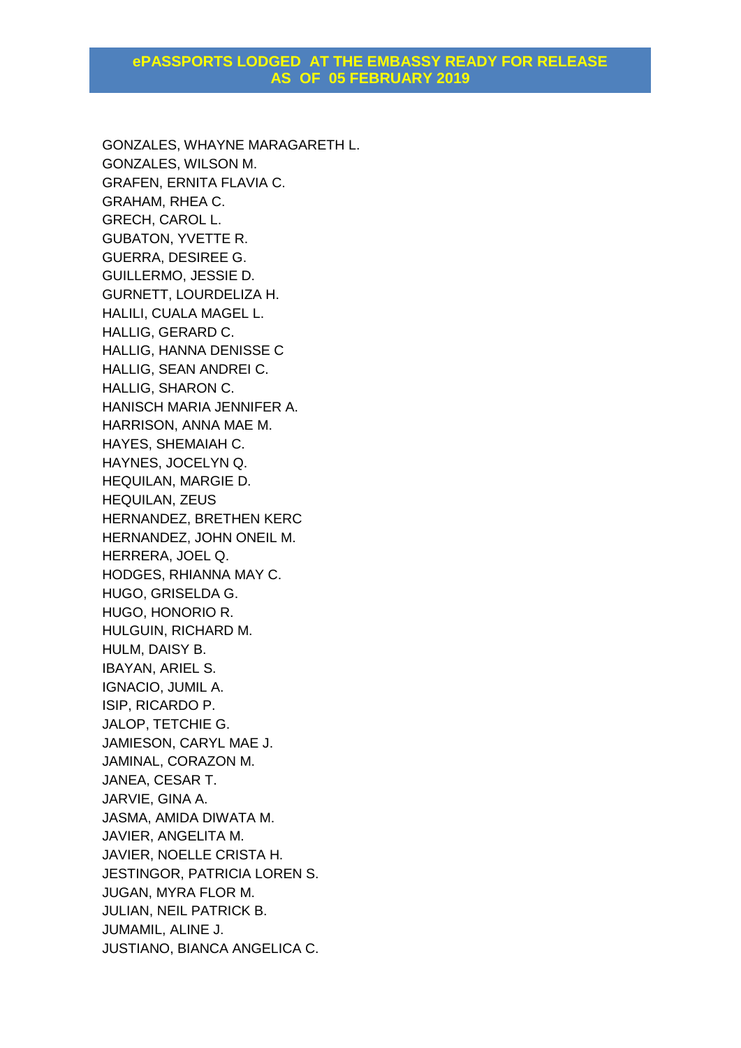## ePASSPORTS LODGED AT THE EMBASSY READY FOR RELEASE AS OF 05 FEBRUARY 2019

GONZALES, WHAYNE MARAGARETH L.
GONZALES, WILSON M.
GRAFEN, ERNITA FLAVIA C.
GRAHAM, RHEA C.
GRECH, CAROL L.
GUBATON, YVETTE R.
GUERRA, DESIREE G.
GUILLERMO, JESSIE D.
GURNETT, LOURDELIZA H.
HALILI, CUALA MAGEL L.
HALLIG, GERARD C.
HALLIG, HANNA DENISSE C
HALLIG, SEAN ANDREI C.
HALLIG, SHARON C.
HANISCH MARIA JENNIFER A.
HARRISON, ANNA MAE M.
HAYES, SHEMAIAH C.
HAYNES, JOCELYN Q.
HEQUILAN, MARGIE D.
HEQUILAN, ZEUS
HERNANDEZ, BRETHEN KERC
HERNANDEZ, JOHN ONEIL M.
HERRERA, JOEL Q.
HODGES, RHIANNA MAY C.
HUGO, GRISELDA G.
HUGO, HONORIO R.
HULGUIN, RICHARD M.
HULM, DAISY B.
IBAYAN, ARIEL S.
IGNACIO, JUMIL A.
ISIP, RICARDO P.
JALOP, TETCHIE G.
JAMIESON, CARYL MAE J.
JAMINAL, CORAZON M.
JANEA, CESAR T.
JARVIE, GINA A.
JASMA, AMIDA DIWATA M.
JAVIER, ANGELITA M.
JAVIER, NOELLE CRISTA H.
JESTINGOR, PATRICIA LOREN S.
JUGAN, MYRA FLOR M.
JULIAN, NEIL PATRICK B.
JUMAMIL, ALINE J.
JUSTIANO, BIANCA ANGELICA C.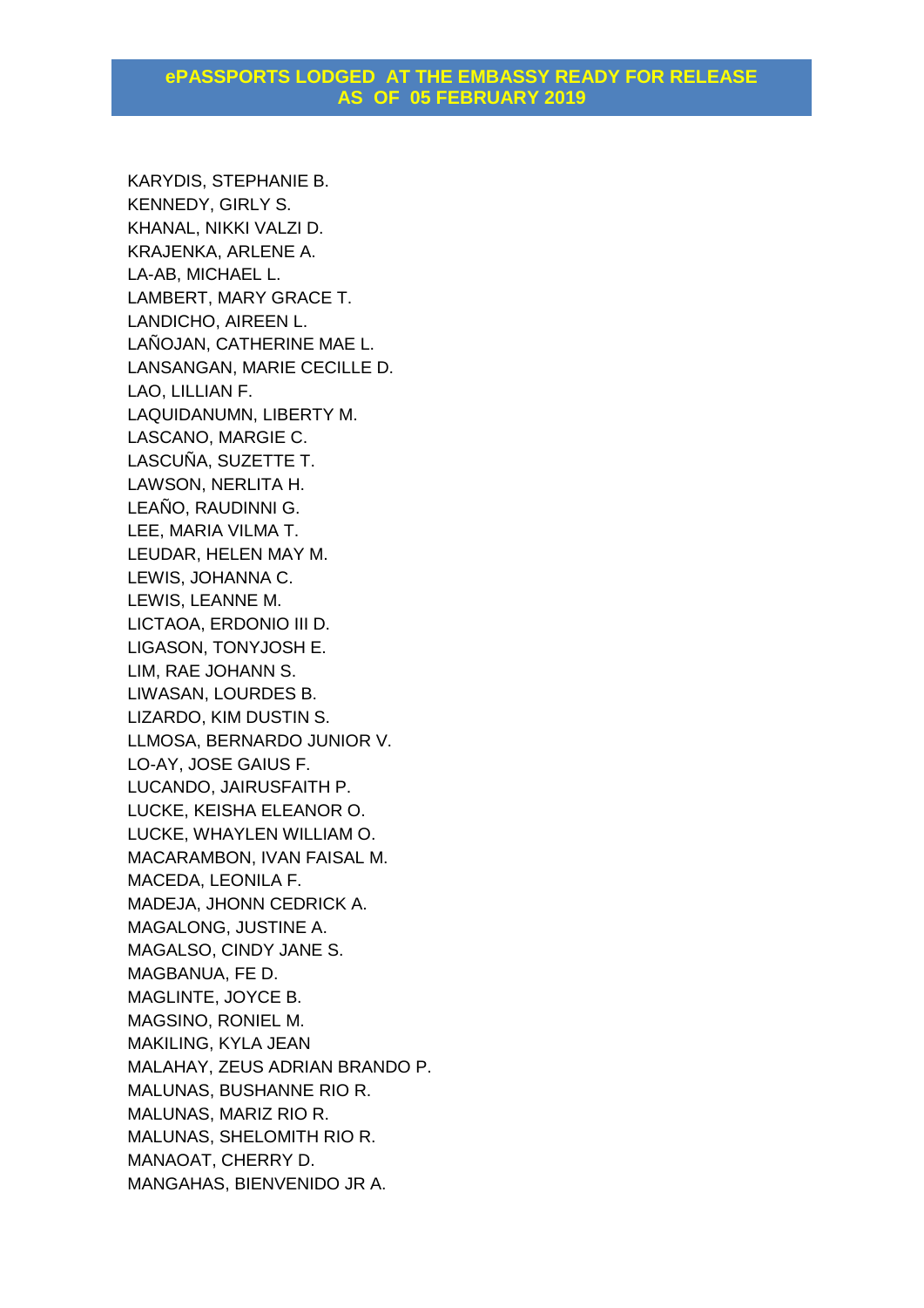## ePASSPORTS LODGED AT THE EMBASSY READY FOR RELEASE AS OF 05 FEBRUARY 2019

KARYDIS, STEPHANIE B.
KENNEDY, GIRLY S.
KHANAL, NIKKI VALZI D.
KRAJENKA, ARLENE A.
LA-AB, MICHAEL L.
LAMBERT, MARY GRACE T.
LANDICHO, AIREEN L.
LAÑOJAN, CATHERINE MAE L.
LANSANGAN, MARIE CECILLE D.
LAO, LILLIAN F.
LAQUIDANUMN, LIBERTY M.
LASCANO, MARGIE C.
LASCUÑA, SUZETTE T.
LAWSON, NERLITA H.
LEAÑO, RAUDINNI G.
LEE, MARIA VILMA T.
LEUDAR, HELEN MAY M.
LEWIS, JOHANNA C.
LEWIS, LEANNE M.
LICTAOA, ERDONIO III D.
LIGASON, TONYJOSH E.
LIM, RAE JOHANN S.
LIWASAN, LOURDES B.
LIZARDO, KIM DUSTIN S.
LLMOSA, BERNARDO JUNIOR V.
LO-AY, JOSE GAIUS F.
LUCANDO, JAIRUSFAITH P.
LUCKE, KEISHA ELEANOR O.
LUCKE, WHAYLEN WILLIAM O.
MACARAMBON, IVAN FAISAL M.
MACEDA, LEONILA F.
MADEJA, JHONN CEDRICK A.
MAGALONG, JUSTINE A.
MAGALSO, CINDY JANE S.
MAGBANUA, FE D.
MAGLINTE, JOYCE B.
MAGSINO, RONIEL M.
MAKILING, KYLA JEAN
MALAHAY, ZEUS ADRIAN BRANDO P.
MALUNAS, BUSHANNE RIO R.
MALUNAS, MARIZ RIO R.
MALUNAS, SHELOMITH RIO R.
MANAOAT, CHERRY D.
MANGAHAS, BIENVENIDO JR A.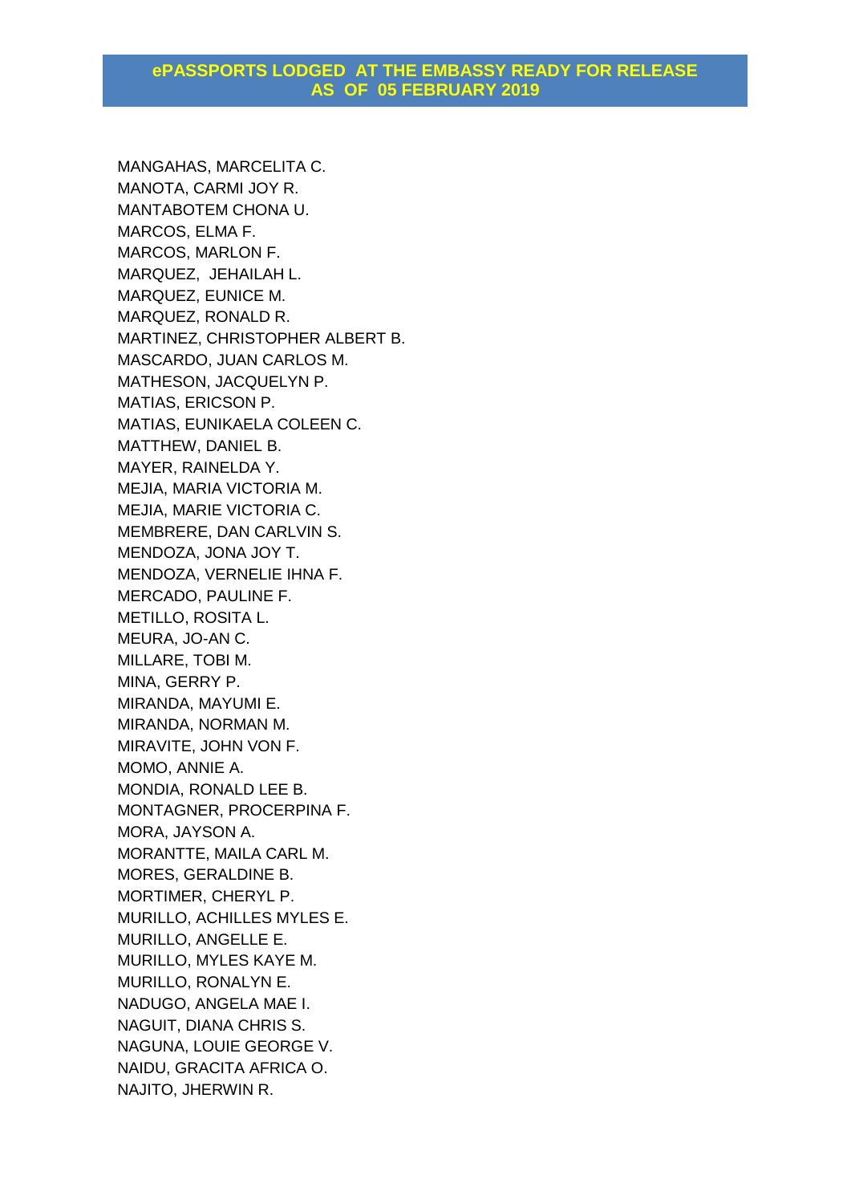# ePASSPORTS LODGED AT THE EMBASSY READY FOR RELEASE AS OF 05 FEBRUARY 2019

MANGAHAS, MARCELITA C.
MANOTA, CARMI JOY R.
MANTABOTEM CHONA U.
MARCOS, ELMA F.
MARCOS, MARLON F.
MARQUEZ, JEHAILAH L.
MARQUEZ, EUNICE M.
MARQUEZ, RONALD R.
MARTINEZ, CHRISTOPHER ALBERT B.
MASCARDO, JUAN CARLOS M.
MATHESON, JACQUELYN P.
MATIAS, ERICSON P.
MATIAS, EUNIKAELA COLEEN C.
MATTHEW, DANIEL B.
MAYER, RAINELDA Y.
MEJIA, MARIA VICTORIA M.
MEJIA, MARIE VICTORIA C.
MEMBRERE, DAN CARLVIN S.
MENDOZA, JONA JOY T.
MENDOZA, VERNELIE IHNA F.
MERCADO, PAULINE F.
METILLO, ROSITA L.
MEURA, JO-AN C.
MILLARE, TOBI M.
MINA, GERRY P.
MIRANDA, MAYUMI E.
MIRANDA, NORMAN M.
MIRAVITE, JOHN VON F.
MOMO, ANNIE A.
MONDIA, RONALD LEE B.
MONTAGNER, PROCERPINA F.
MORA, JAYSON A.
MORANTTE, MAILA CARL M.
MORES, GERALDINE B.
MORTIMER, CHERYL P.
MURILLO, ACHILLES MYLES E.
MURILLO, ANGELLE E.
MURILLO, MYLES KAYE M.
MURILLO, RONALYN E.
NADUGO, ANGELA MAE I.
NAGUIT, DIANA CHRIS S.
NAGUNA, LOUIE GEORGE V.
NAIDU, GRACITA AFRICA O.
NAJITO, JHERWIN R.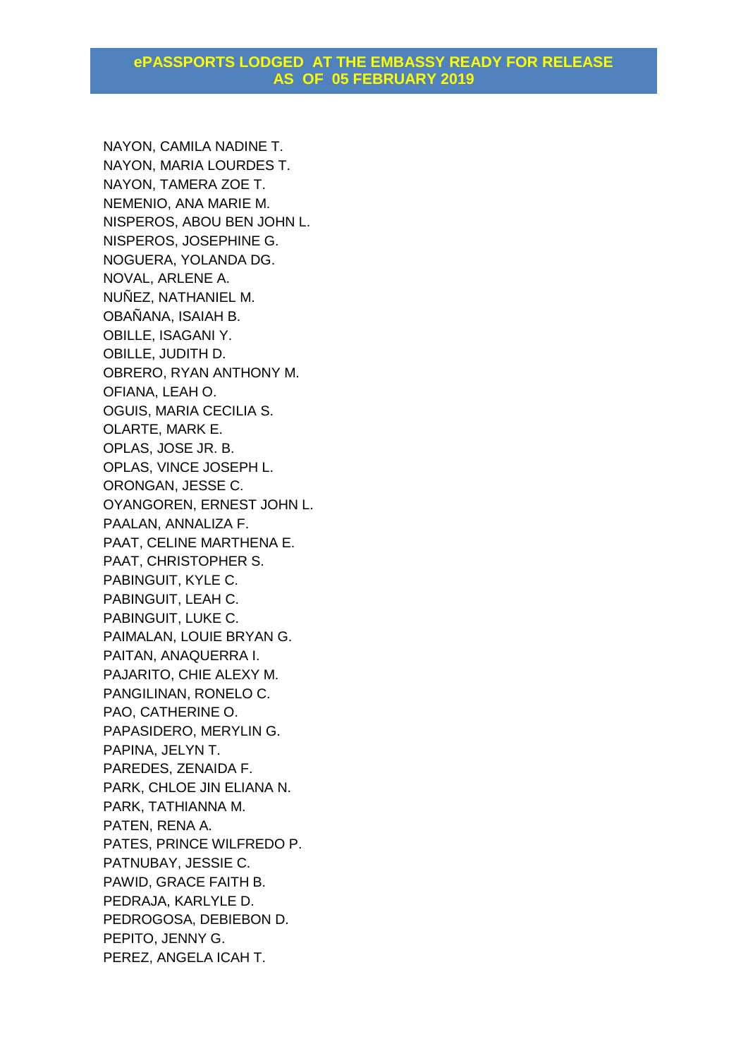## ePASSPORTS LODGED AT THE EMBASSY READY FOR RELEASE AS OF 05 FEBRUARY 2019

NAYON, CAMILA NADINE T.
NAYON, MARIA LOURDES T.
NAYON, TAMERA ZOE T.
NEMENIO, ANA MARIE M.
NISPEROS, ABOU BEN JOHN L.
NISPEROS, JOSEPHINE G.
NOGUERA, YOLANDA DG.
NOVAL, ARLENE A.
NUÑEZ, NATHANIEL M.
OBAÑANA, ISAIAH B.
OBILLE, ISAGANI Y.
OBILLE, JUDITH D.
OBRERO, RYAN ANTHONY M.
OFIANA, LEAH O.
OGUIS, MARIA CECILIA S.
OLARTE, MARK E.
OPLAS, JOSE JR. B.
OPLAS, VINCE JOSEPH L.
ORONGAN, JESSE C.
OYANGOREN, ERNEST JOHN L.
PAALAN, ANNALIZA F.
PAAT, CELINE MARTHENA E.
PAAT, CHRISTOPHER S.
PABINGUIT, KYLE C.
PABINGUIT, LEAH C.
PABINGUIT, LUKE C.
PAIMALAN, LOUIE BRYAN G.
PAITAN, ANAQUERRA I.
PAJARITO, CHIE ALEXY M.
PANGILINAN, RONELO C.
PAO, CATHERINE O.
PAPASIDERO, MERYLIN G.
PAPINA, JELYN T.
PAREDES, ZENAIDA F.
PARK, CHLOE JIN ELIANA N.
PARK, TATHIANNA M.
PATEN, RENA A.
PATES, PRINCE WILFREDO P.
PATNUBAY, JESSIE C.
PAWID, GRACE FAITH B.
PEDRAJA, KARLYLE D.
PEDROGOSA, DEBIEBON D.
PEPITO, JENNY G.
PEREZ, ANGELA ICAH T.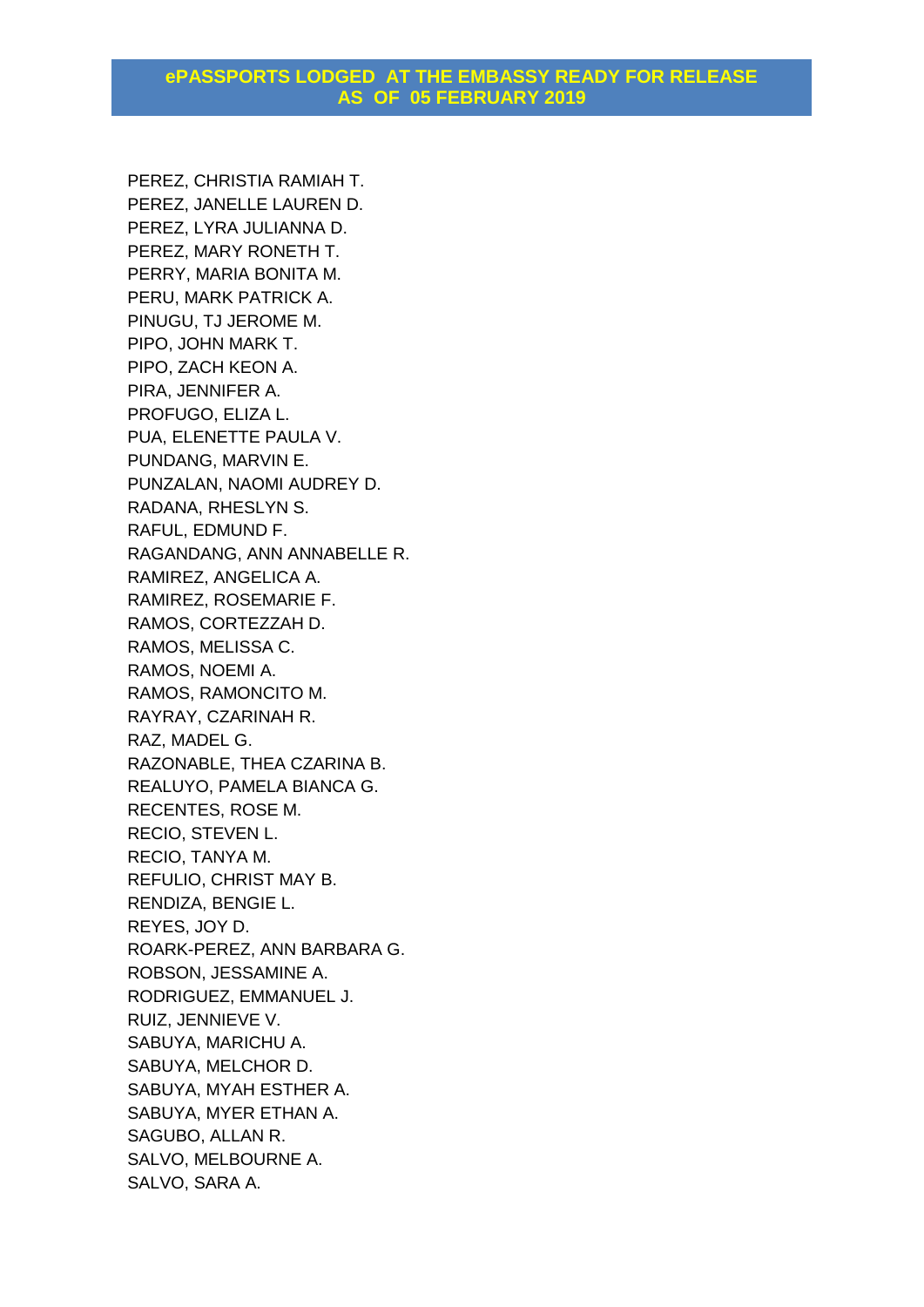# ePASSPORTS LODGED AT THE EMBASSY READY FOR RELEASE AS OF 05 FEBRUARY 2019

PEREZ, CHRISTIA RAMIAH T.
PEREZ, JANELLE LAUREN D.
PEREZ, LYRA JULIANNA D.
PEREZ, MARY RONETH T.
PERRY, MARIA BONITA M.
PERU, MARK PATRICK A.
PINUGU, TJ JEROME M.
PIPO, JOHN MARK T.
PIPO, ZACH KEON A.
PIRA, JENNIFER A.
PROFUGO, ELIZA L.
PUA, ELENETTE PAULA V.
PUNDANG, MARVIN E.
PUNZALAN, NAOMI AUDREY D.
RADANA, RHESLYN S.
RAFUL, EDMUND F.
RAGANDANG, ANN ANNABELLE R.
RAMIREZ, ANGELICA A.
RAMIREZ, ROSEMARIE F.
RAMOS, CORTEZZAH D.
RAMOS, MELISSA C.
RAMOS, NOEMI A.
RAMOS, RAMONCITO M.
RAYRAY, CZARINAH R.
RAZ, MADEL G.
RAZONABLE, THEA CZARINA B.
REALUYO, PAMELA BIANCA G.
RECENTES, ROSE M.
RECIO, STEVEN L.
RECIO, TANYA M.
REFULIO, CHRIST MAY B.
RENDIZA, BENGIE L.
REYES, JOY D.
ROARK-PEREZ, ANN BARBARA G.
ROBSON, JESSAMINE A.
RODRIGUEZ, EMMANUEL J.
RUIZ, JENNIEVE V.
SABUYA, MARICHU A.
SABUYA, MELCHOR D.
SABUYA, MYAH ESTHER A.
SABUYA, MYER ETHAN A.
SAGUBO, ALLAN R.
SALVO, MELBOURNE A.
SALVO, SARA A.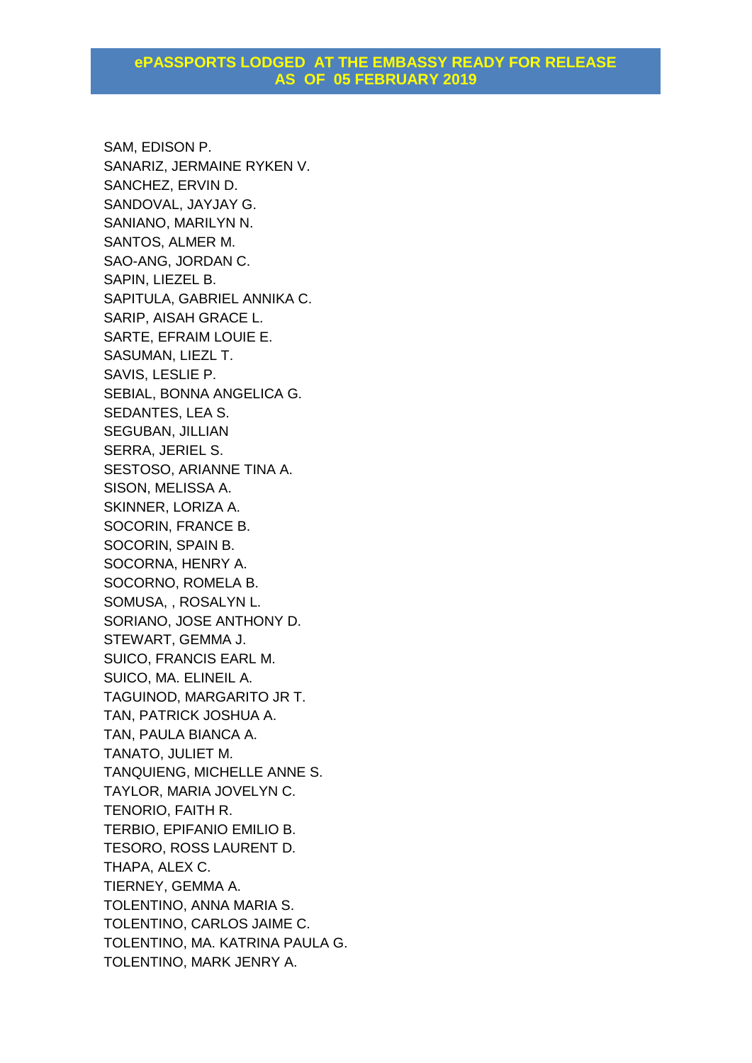## ePASSPORTS LODGED AT THE EMBASSY READY FOR RELEASE AS OF 05 FEBRUARY 2019

SAM, EDISON P.
SANARIZ, JERMAINE RYKEN V.
SANCHEZ, ERVIN D.
SANDOVAL, JAYJAY G.
SANIANO, MARILYN N.
SANTOS, ALMER M.
SAO-ANG, JORDAN C.
SAPIN, LIEZEL B.
SAPITULA, GABRIEL ANNIKA C.
SARIP, AISAH GRACE L.
SARTE, EFRAIM LOUIE E.
SASUMAN, LIEZL T.
SAVIS, LESLIE P.
SEBIAL, BONNA ANGELICA G.
SEDANTES, LEA S.
SEGUBAN, JILLIAN
SERRA, JERIEL S.
SESTOSO, ARIANNE TINA A.
SISON, MELISSA A.
SKINNER, LORIZA A.
SOCORIN, FRANCE B.
SOCORIN, SPAIN B.
SOCORNA, HENRY A.
SOCORNO, ROMELA B.
SOMUSA, , ROSALYN L.
SORIANO, JOSE ANTHONY D.
STEWART, GEMMA J.
SUICO, FRANCIS EARL M.
SUICO, MA. ELINEIL A.
TAGUINOD, MARGARITO JR T.
TAN, PATRICK JOSHUA A.
TAN, PAULA BIANCA A.
TANATO, JULIET M.
TANQUIENG, MICHELLE ANNE S.
TAYLOR, MARIA JOVELYN C.
TENORIO, FAITH R.
TERBIO, EPIFANIO EMILIO B.
TESORO, ROSS LAURENT D.
THAPA, ALEX C.
TIERNEY, GEMMA A.
TOLENTINO, ANNA MARIA S.
TOLENTINO, CARLOS JAIME C.
TOLENTINO, MA. KATRINA PAULA G.
TOLENTINO, MARK JENRY A.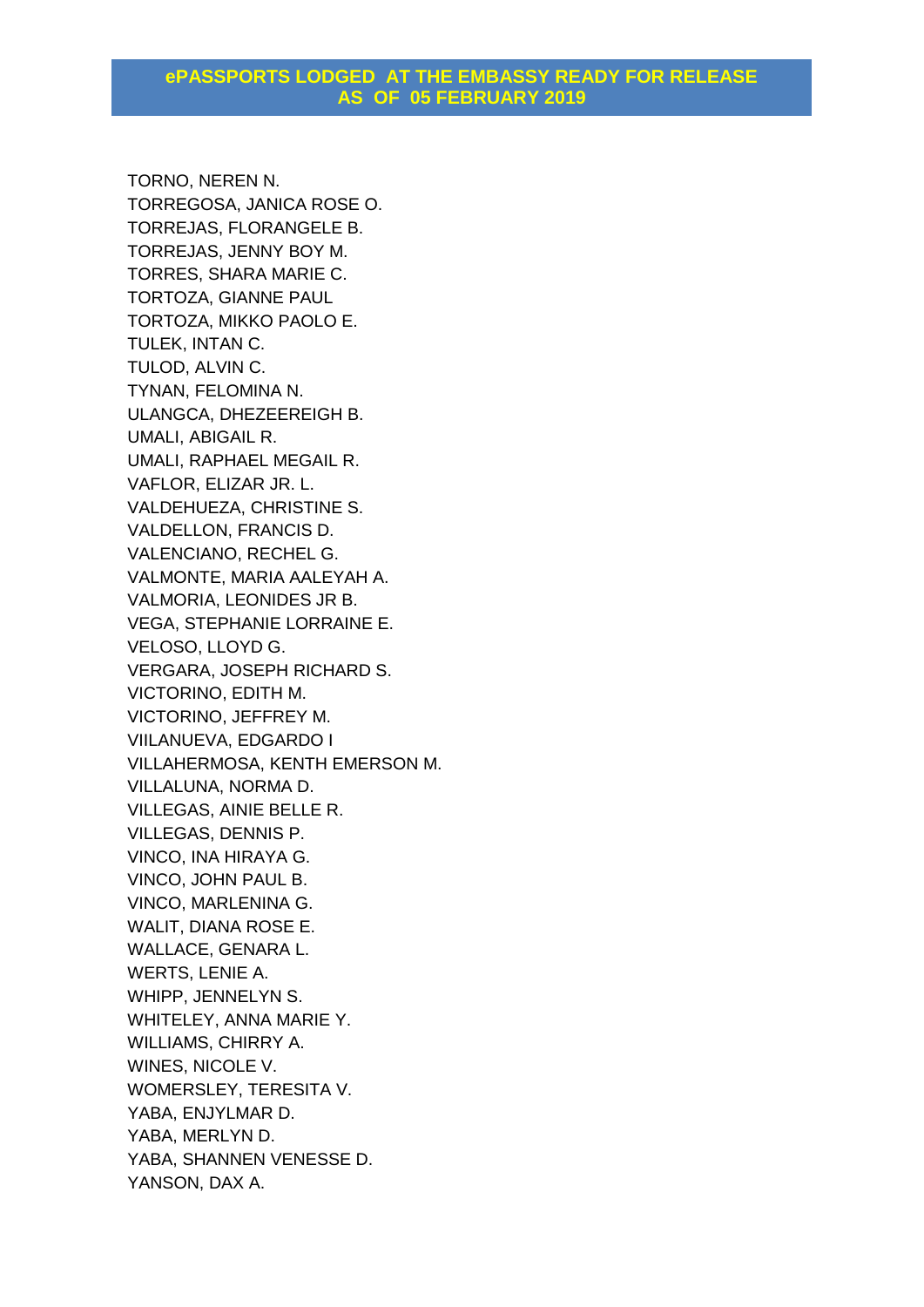# ePASSPORTS LODGED AT THE EMBASSY READY FOR RELEASE AS OF 05 FEBRUARY 2019

TORNO, NEREN N.
TORREGOSA, JANICA ROSE O.
TORREJAS, FLORANGELE B.
TORREJAS, JENNY BOY M.
TORRES, SHARA MARIE C.
TORTOZA, GIANNE PAUL
TORTOZA, MIKKO PAOLO E.
TULEK, INTAN C.
TULOD, ALVIN C.
TYNAN, FELOMINA N.
ULANGCA, DHEZEEREIGH B.
UMALI, ABIGAIL R.
UMALI, RAPHAEL MEGAIL R.
VAFLOR, ELIZAR JR. L.
VALDEHUEZA, CHRISTINE S.
VALDELLON, FRANCIS D.
VALENCIANO, RECHEL G.
VALMONTE, MARIA AALEYAH A.
VALMORIA, LEONIDES JR B.
VEGA, STEPHANIE LORRAINE E.
VELOSO, LLOYD G.
VERGARA, JOSEPH RICHARD S.
VICTORINO, EDITH M.
VICTORINO, JEFFREY M.
VIILANUEVA, EDGARDO I
VILLAHERMOSA, KENTH EMERSON M.
VILLALUNA, NORMA D.
VILLEGAS, AINIE BELLE R.
VILLEGAS, DENNIS P.
VINCO, INA HIRAYA G.
VINCO, JOHN PAUL B.
VINCO, MARLENINA G.
WALIT, DIANA ROSE E.
WALLACE, GENARA L.
WERTS, LENIE A.
WHIPP, JENNELYN S.
WHITELEY, ANNA MARIE Y.
WILLIAMS, CHIRRY A.
WINES, NICOLE V.
WOMERSLEY, TERESITA V.
YABA, ENJYLMAR D.
YABA, MERLYN D.
YABA, SHANNEN VENESSE D.
YANSON, DAX A.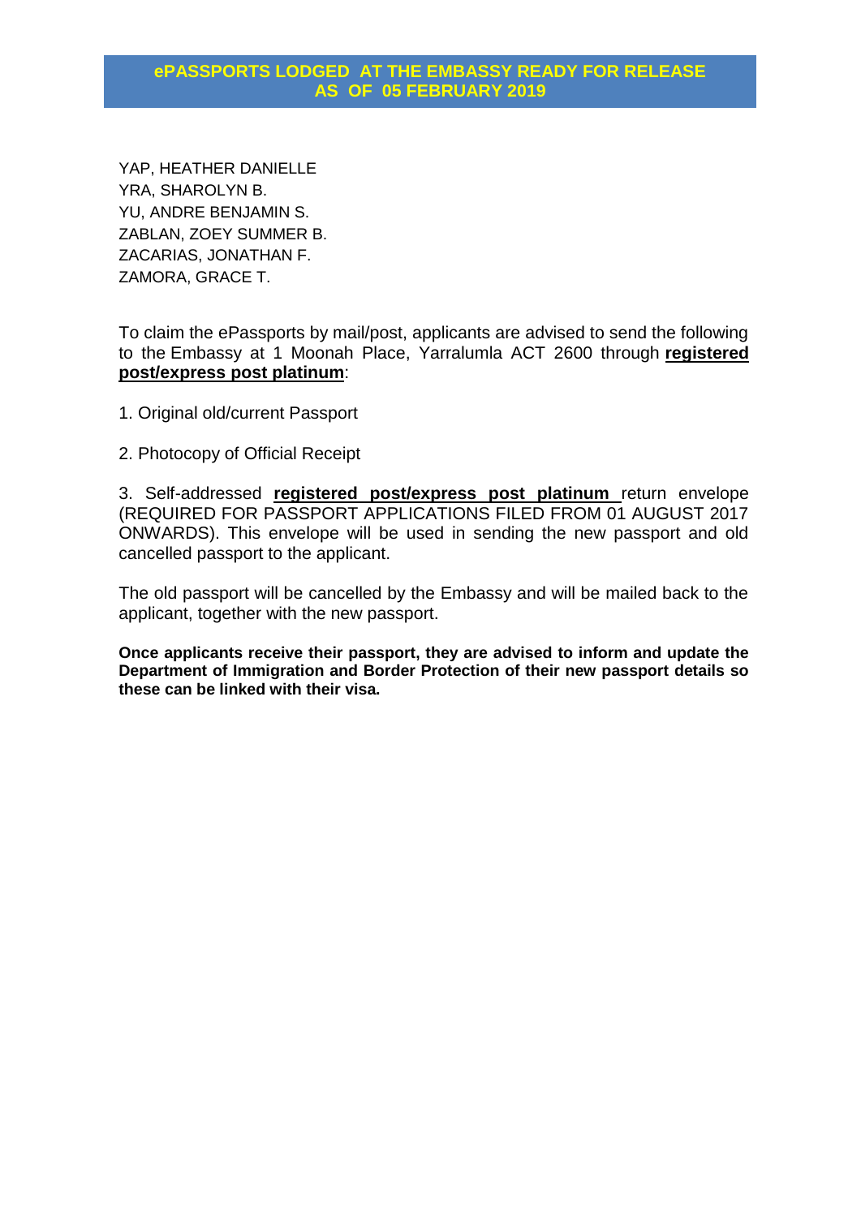## ePASSPORTS LODGED AT THE EMBASSY READY FOR RELEASE AS OF 05 FEBRUARY 2019

YAP, HEATHER DANIELLE
YRA, SHAROLYN B.
YU, ANDRE BENJAMIN S.
ZABLAN, ZOEY SUMMER B.
ZACARIAS, JONATHAN F.
ZAMORA, GRACE T.

To claim the ePassports by mail/post, applicants are advised to send the following to the Embassy at 1 Moonah Place, Yarralumla ACT 2600 through **registered post/express post platinum**:

1. Original old/current Passport

2. Photocopy of Official Receipt

3. Self-addressed **registered post/express post platinum** return envelope (REQUIRED FOR PASSPORT APPLICATIONS FILED FROM 01 AUGUST 2017 ONWARDS). This envelope will be used in sending the new passport and old cancelled passport to the applicant.

The old passport will be cancelled by the Embassy and will be mailed back to the applicant, together with the new passport.

**Once applicants receive their passport, they are advised to inform and update the Department of Immigration and Border Protection of their new passport details so these can be linked with their visa.**